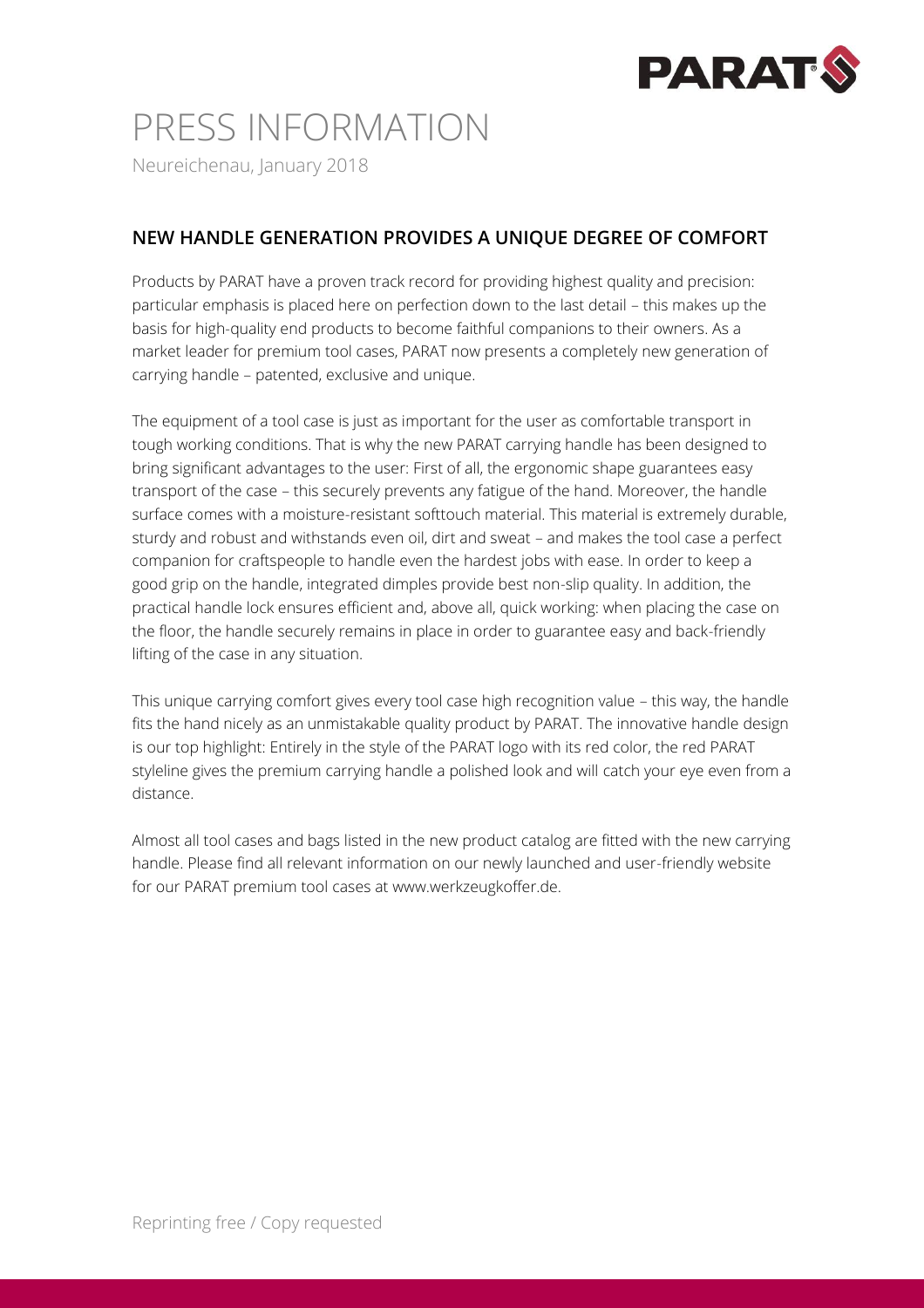# PRESS INFORMATION

Neureichenau, January 2018

## NEW HANDLE GENERATION PROVIDES A UNIQUE DEGREE OF COMFORT

Products by PARAT have a proven track record for providing highest quality and precision: particular emphasis is placed here on perfection down to the last detail – this makes up the basis for high-quality end products to become faithful companions to their owners. As a market leader for premium tool cases, PARAT now presents a completely new generation of carrying handle – patented, exclusive and unique.

The equipment of a tool case is just as important for the user as comfortable transport in tough working conditions. That is why the new PARAT carrying handle has been designed to bring significant advantages to the user: First of all, the ergonomic shape guarantees easy transport of the case – this securely prevents any fatigue of the hand. Moreover, the handle surface comes with a moisture-resistant softtouch material. This material is extremely durable, sturdy and robust and withstands even oil, dirt and sweat – and makes the tool case a perfect companion for craftspeople to handle even the hardest jobs with ease. In order to keep a good grip on the handle, integrated dimples provide best non-slip quality. In addition, the practical handle lock ensures efficient and, above all, quick working: when placing the case on the floor, the handle securely remains in place in order to guarantee easy and back-friendly lifting of the case in any situation.

This unique carrying comfort gives every tool case high recognition value – this way, the handle fits the hand nicely as an unmistakable quality product by PARAT. The innovative handle design is our top highlight: Entirely in the style of the PARAT logo with its red color, the red PARAT styleline gives the premium carrying handle a polished look and will catch your eye even from a distance.

Almost all tool cases and bags listed in the new product catalog are fitted with the new carrying handle. Please find all relevant information on our newly launched and user-friendly website for our PARAT premium tool cases at www.werkzeugkoffer.de.

Reprinting free / Copy requested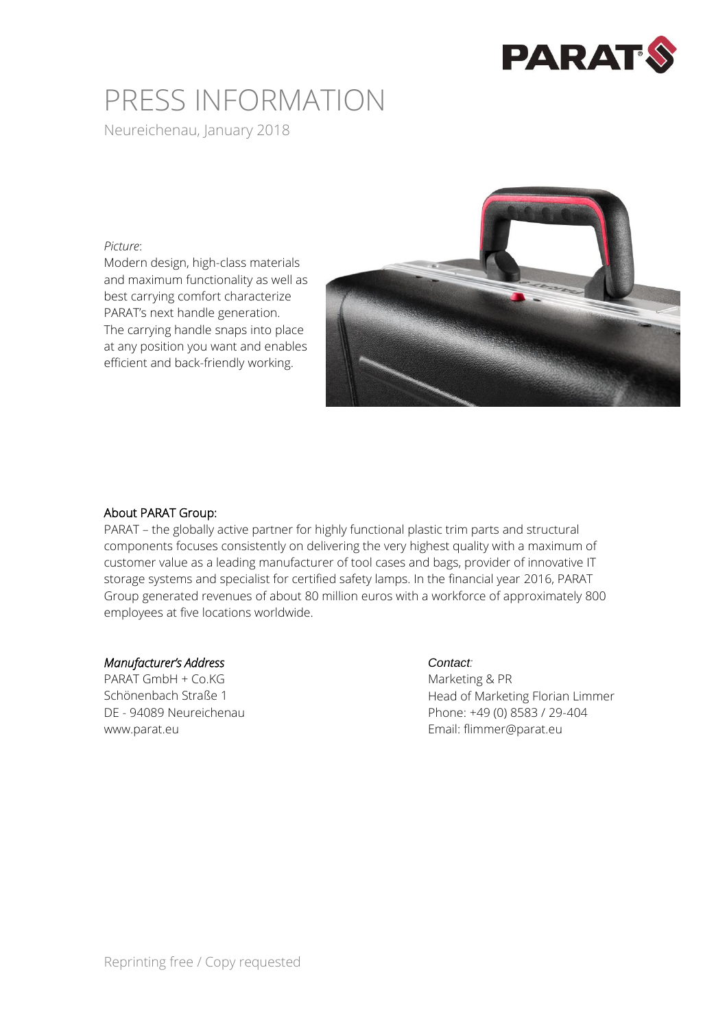# PRESS INFORMATION

Neureichenau, January 2018

*Picture*:
Modern design, high-class materials and maximum functionality as well as best carrying comfort characterize PARAT's next handle generation. The carrying handle snaps into place at any position you want and enables efficient and back-friendly working.

About PARAT Group:
PARAT – the globally active partner for highly functional plastic trim parts and structural components focuses consistently on delivering the very highest quality with a maximum of customer value as a leading manufacturer of tool cases and bags, provider of innovative IT storage systems and specialist for certified safety lamps. In the financial year 2016, PARAT Group generated revenues of about 80 million euros with a workforce of approximately 800 employees at five locations worldwide.

*Manufacturer's Address*
PARAT GmbH + Co.KG
Schönenbach Straße 1
DE - 94089 Neureichenau
www.parat.eu

*Contact:*
Marketing & PR
Head of Marketing Florian Limmer
Phone: +49 (0) 8583 / 29-404
Email: flimmer@parat.eu

Reprinting free / Copy requested